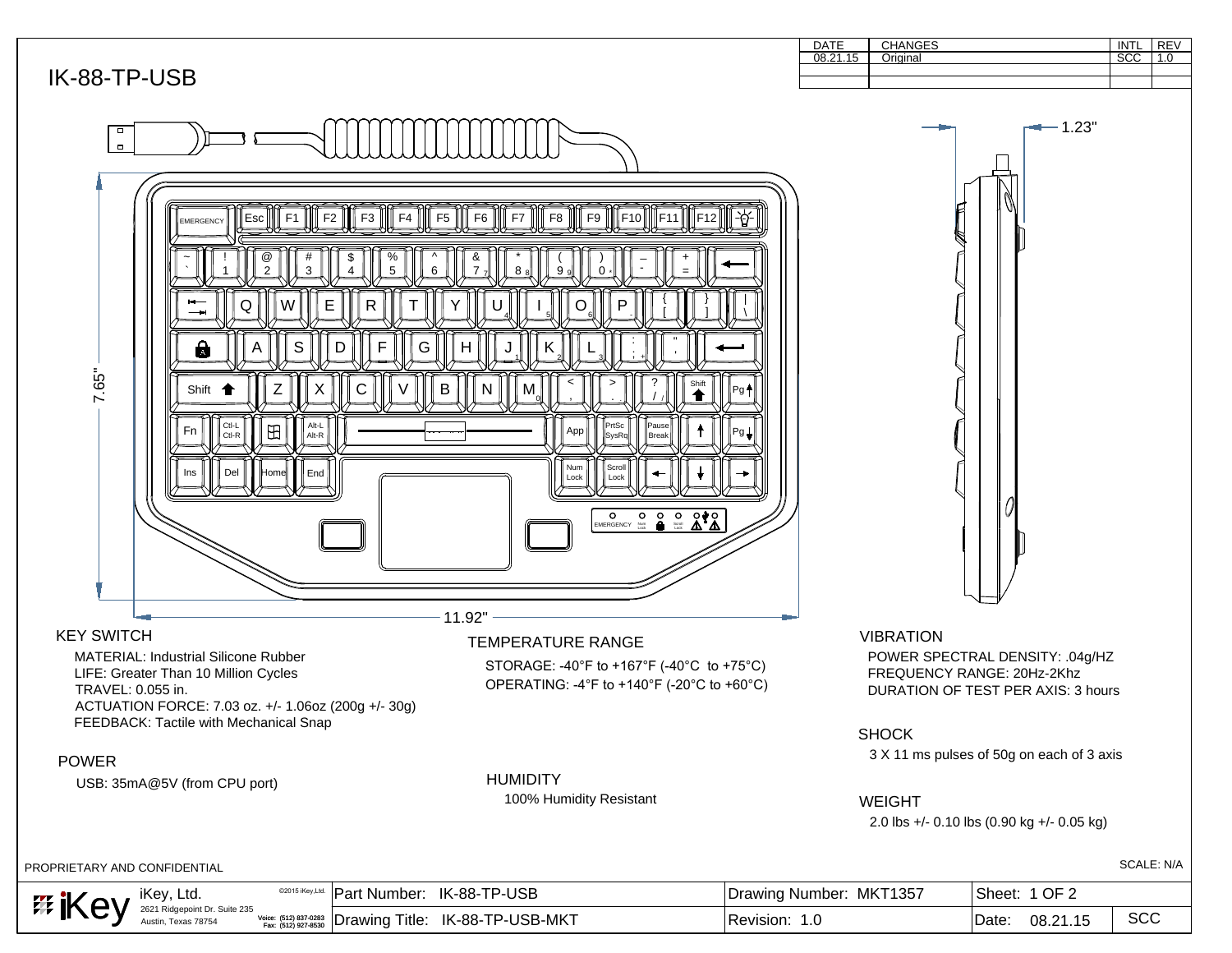| DATE | CHANGES | INTL | REV |
|---|---|---|---|
| 08.21.15 | Original | SCC | 1.0 |

# IK-88-TP-USB

1.23"

7.65"

11.92"

## KEY SWITCH

MATERIAL: Industrial Silicone Rubber
LIFE: Greater Than 10 Million Cycles
TRAVEL: 0.055 in.
ACTUATION FORCE: 7.03 oz. +/- 1.06oz (200g +/- 30g)
FEEDBACK: Tactile with Mechanical Snap

## POWER

USB: 35mA@5V (from CPU port)

## TEMPERATURE RANGE

STORAGE: -4°F to +167°F (-40°C to +75°C)
OPERATING: -4°F to +140°F (-20°C to +60°C)

## HUMIDITY

100% Humidity Resistant

## VIBRATION

POWER SPECTRAL DENSITY: .04g/HZ
FREQUENCY RANGE: 20Hz-2Khz
DURATION OF TEST PER AXIS: 3 hours

## SHOCK

3 X 11 ms pulses of 50g on each of 3 axis

## WEIGHT

2.0 lbs +/- 0.10 lbs (0.90 kg +/- 0.05 kg)

PROPRIETARY AND CONFIDENTIAL

SCALE: N/A

| iKey, Ltd. 2621 Ridgepoint Dr. Suite 235 Austin, Texas 78754 ©2015 iKey,Ltd. Voice: (512) 837-0283 Fax: (512) 927-8530 | Part Number: IK-88-TP-USB | Drawing Number: MKT1357 | Sheet: 1 OF 2 | |
|---|---|---|---|---|
| | Drawing Title: IK-88-TP-USB-MKT | Revision: 1.0 | Date: 08.21.15 | SCC |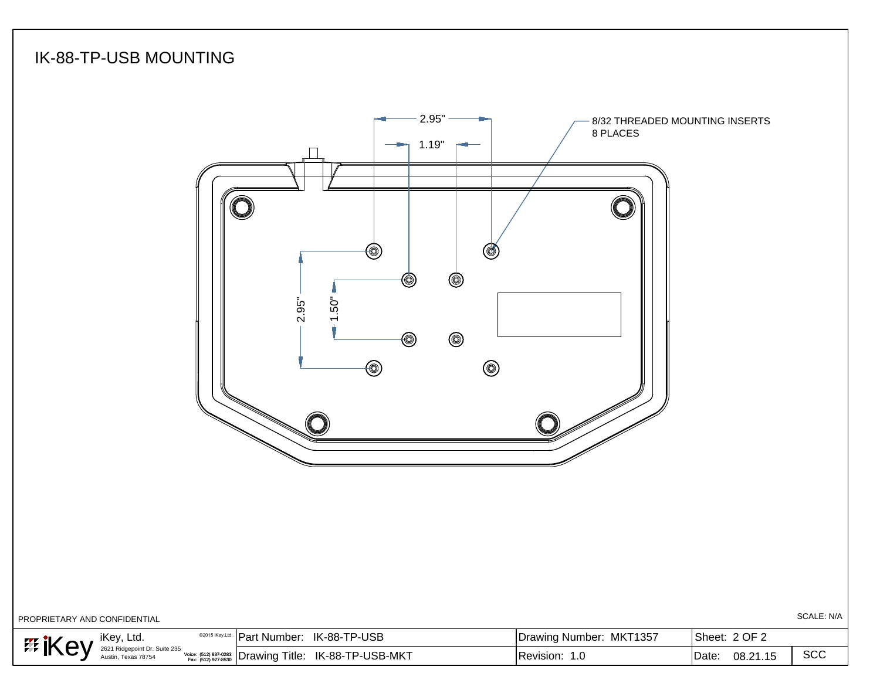# IK-88-TP-USB MOUNTING

2.95"

1.19"

8/32 THREADED MOUNTING INSERTS
8 PLACES

2.95"

1.50"

PROPRIETARY AND CONFIDENTIAL

SCALE: N/A

| | | | | |
|---|---|---|---|---|
| iKey, Ltd. 2621 Ridgepoint Dr. Suite 235 Austin, Texas 78754 ©2015 iKey,Ltd. Voice: (512) 837-0283 Fax: (512) 927-8530 | Part Number: IK-88-TP-USB | Drawing Number: MKT1357 | Sheet: 2 OF 2 | |
| | Drawing Title: IK-88-TP-USB-MKT | Revision: 1.0 | Date: 08.21.15 | SCC |